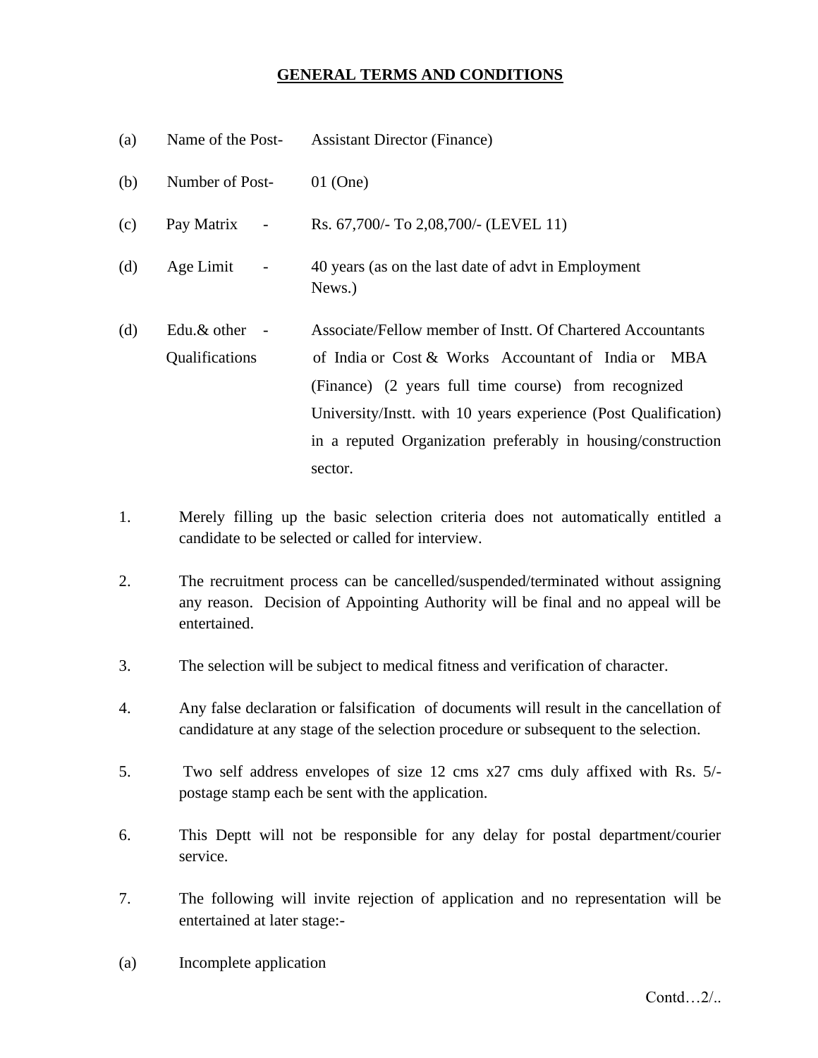## GENERAL TERMS AND CONDITIONS

(a) Name of the Post- Assistant Director (Finance)

(b) Number of Post- 01 (One)

(c) Pay Matrix - Rs. 67,700/- To 2,08,700/- (LEVEL 11)

(d) Age Limit - 40 years (as on the last date of advt in Employment News.)

(d) Edu.& other Qualifications - Associate/Fellow member of Instt. Of Chartered Accountants of India or Cost & Works Accountant of India or MBA (Finance) (2 years full time course) from recognized University/Instt. with 10 years experience (Post Qualification) in a reputed Organization preferably in housing/construction sector.

1. Merely filling up the basic selection criteria does not automatically entitled a candidate to be selected or called for interview.

2. The recruitment process can be cancelled/suspended/terminated without assigning any reason. Decision of Appointing Authority will be final and no appeal will be entertained.

3. The selection will be subject to medical fitness and verification of character.

4. Any false declaration or falsification of documents will result in the cancellation of candidature at any stage of the selection procedure or subsequent to the selection.

5. Two self address envelopes of size 12 cms x27 cms duly affixed with Rs. 5/- postage stamp each be sent with the application.

6. This Deptt will not be responsible for any delay for postal department/courier service.

7. The following will invite rejection of application and no representation will be entertained at later stage:-

(a) Incomplete application

Contd…2/..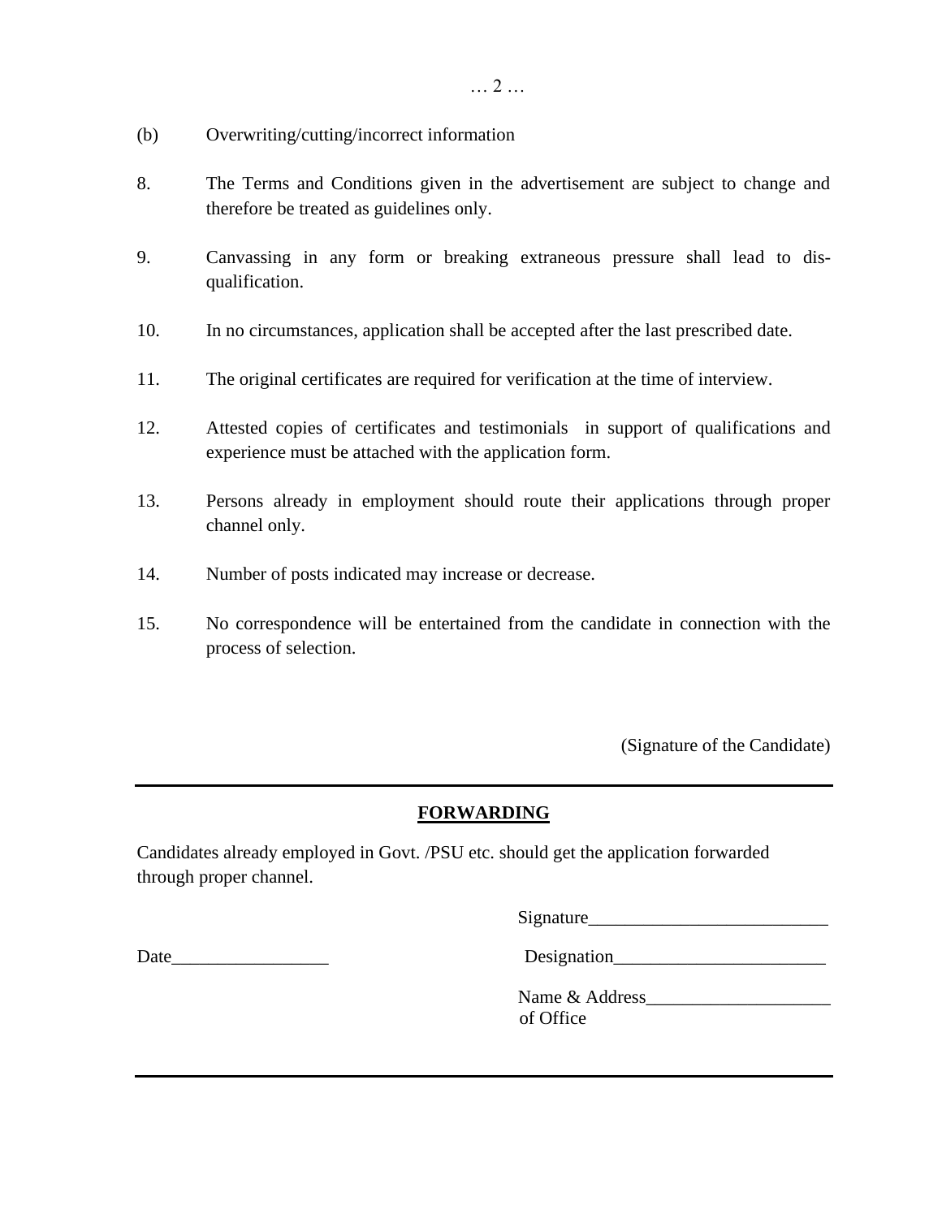(b) Overwriting/cutting/incorrect information

8. The Terms and Conditions given in the advertisement are subject to change and therefore be treated as guidelines only.

9. Canvassing in any form or breaking extraneous pressure shall lead to dis-qualification.

10. In no circumstances, application shall be accepted after the last prescribed date.

11. The original certificates are required for verification at the time of interview.

12. Attested copies of certificates and testimonials in support of qualifications and experience must be attached with the application form.

13. Persons already in employment should route their applications through proper channel only.

14. Number of posts indicated may increase or decrease.

15. No correspondence will be entertained from the candidate in connection with the process of selection.

(Signature of the Candidate)

---

**FORWARDING**

Candidates already employed in Govt. /PSU etc. should get the application forwarded through proper channel.

Signature__________________________

Date_________________ Designation_______________________

Name & Address____________________
of Office

---